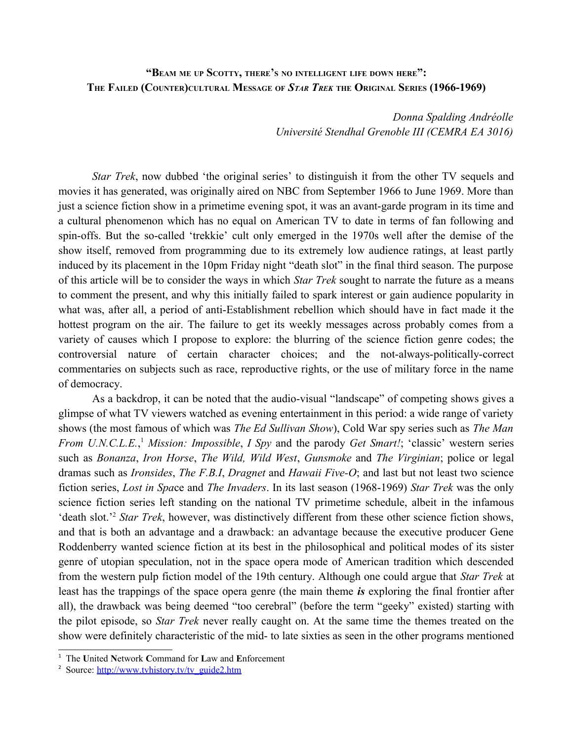# "Beam me up Scotty, there's no intelligent life down here": The Failed (Counter)cultural Message of *Star Trek* the Original Series (1966-1969)

*Donna Spalding Andréolle*
*Université Stendhal Grenoble III (CEMRA EA 3016)*

*Star Trek*, now dubbed 'the original series' to distinguish it from the other TV sequels and movies it has generated, was originally aired on NBC from September 1966 to June 1969. More than just a science fiction show in a primetime evening spot, it was an avant-garde program in its time and a cultural phenomenon which has no equal on American TV to date in terms of fan following and spin-offs. But the so-called 'trekkie' cult only emerged in the 1970s well after the demise of the show itself, removed from programming due to its extremely low audience ratings, at least partly induced by its placement in the 10pm Friday night "death slot" in the final third season. The purpose of this article will be to consider the ways in which *Star Trek* sought to narrate the future as a means to comment the present, and why this initially failed to spark interest or gain audience popularity in what was, after all, a period of anti-Establishment rebellion which should have in fact made it the hottest program on the air. The failure to get its weekly messages across probably comes from a variety of causes which I propose to explore: the blurring of the science fiction genre codes; the controversial nature of certain character choices; and the not-always-politically-correct commentaries on subjects such as race, reproductive rights, or the use of military force in the name of democracy.

As a backdrop, it can be noted that the audio-visual "landscape" of competing shows gives a glimpse of what TV viewers watched as evening entertainment in this period: a wide range of variety shows (the most famous of which was *The Ed Sullivan Show*), Cold War spy series such as *The Man From U.N.C.L.E.*,[1] *Mission: Impossible*, *I Spy* and the parody *Get Smart!*; 'classic' western series such as *Bonanza*, *Iron Horse*, *The Wild, Wild West*, *Gunsmoke* and *The Virginian*; police or legal dramas such as *Ironsides*, *The F.B.I*, *Dragnet* and *Hawaii Five-O*; and last but not least two science fiction series, *Lost in Space* and *The Invaders*. In its last season (1968-1969) *Star Trek* was the only science fiction series left standing on the national TV primetime schedule, albeit in the infamous 'death slot.'[2] *Star Trek*, however, was distinctively different from these other science fiction shows, and that is both an advantage and a drawback: an advantage because the executive producer Gene Roddenberry wanted science fiction at its best in the philosophical and political modes of its sister genre of utopian speculation, not in the space opera mode of American tradition which descended from the western pulp fiction model of the 19th century. Although one could argue that *Star Trek* at least has the trappings of the space opera genre (the main theme ***is*** exploring the final frontier after all), the drawback was being deemed "too cerebral" (before the term "geeky" existed) starting with the pilot episode, so *Star Trek* never really caught on. At the same time the themes treated on the show were definitely characteristic of the mid- to late sixties as seen in the other programs mentioned

---

[1] The **U**nited **N**etwork **C**ommand for **L**aw and **E**nforcement

[2] Source: http://www.tvhistory.tv/tv_guide2.htm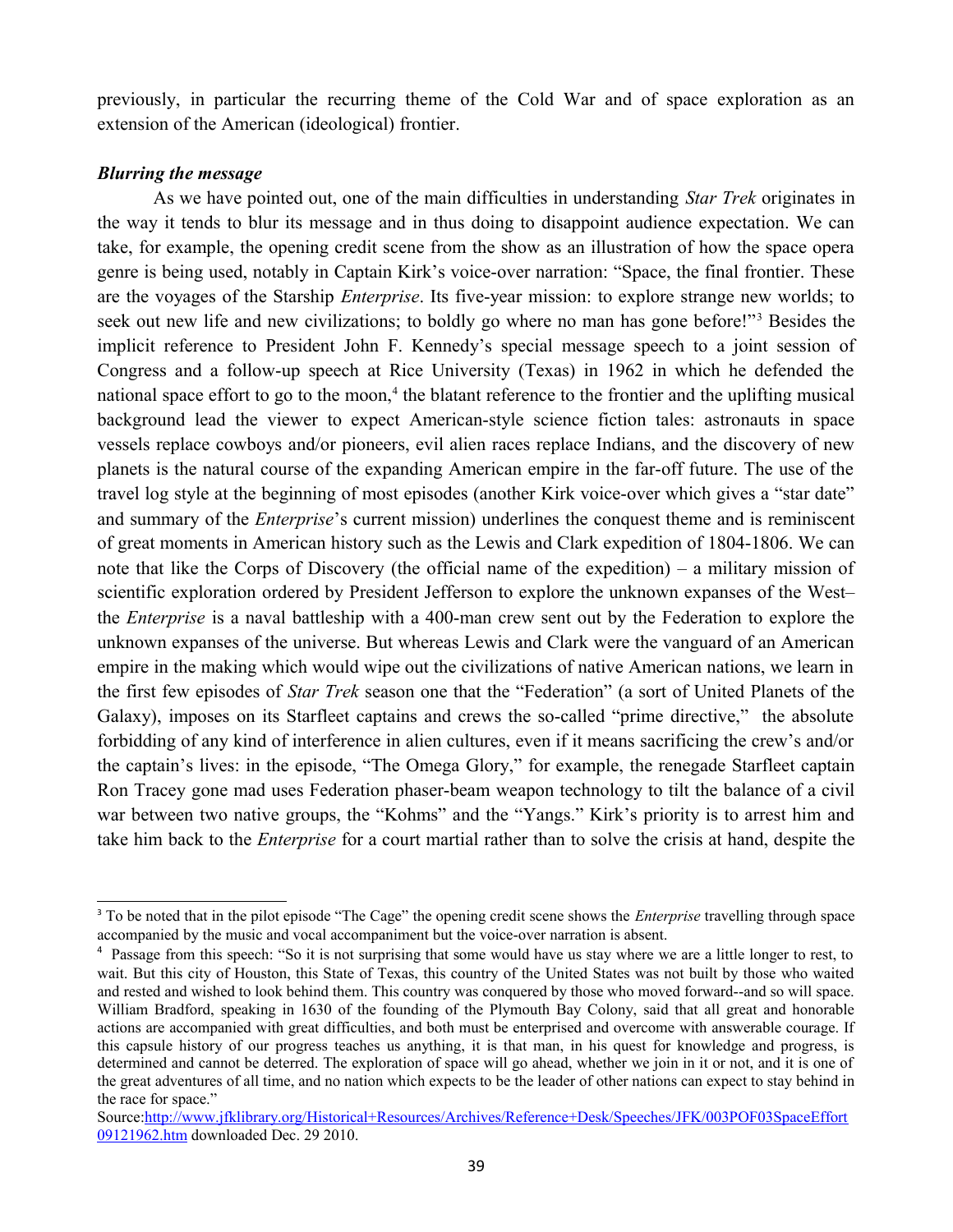previously, in particular the recurring theme of the Cold War and of space exploration as an extension of the American (ideological) frontier.

***Blurring the message***

As we have pointed out, one of the main difficulties in understanding *Star Trek* originates in the way it tends to blur its message and in thus doing to disappoint audience expectation. We can take, for example, the opening credit scene from the show as an illustration of how the space opera genre is being used, notably in Captain Kirk's voice-over narration: "Space, the final frontier. These are the voyages of the Starship *Enterprise*. Its five-year mission: to explore strange new worlds; to seek out new life and new civilizations; to boldly go where no man has gone before!"[3] Besides the implicit reference to President John F. Kennedy's special message speech to a joint session of Congress and a follow-up speech at Rice University (Texas) in 1962 in which he defended the national space effort to go to the moon,[4] the blatant reference to the frontier and the uplifting musical background lead the viewer to expect American-style science fiction tales: astronauts in space vessels replace cowboys and/or pioneers, evil alien races replace Indians, and the discovery of new planets is the natural course of the expanding American empire in the far-off future. The use of the travel log style at the beginning of most episodes (another Kirk voice-over which gives a "star date" and summary of the *Enterprise*'s current mission) underlines the conquest theme and is reminiscent of great moments in American history such as the Lewis and Clark expedition of 1804-1806. We can note that like the Corps of Discovery (the official name of the expedition) – a military mission of scientific exploration ordered by President Jefferson to explore the unknown expanses of the West– the *Enterprise* is a naval battleship with a 400-man crew sent out by the Federation to explore the unknown expanses of the universe. But whereas Lewis and Clark were the vanguard of an American empire in the making which would wipe out the civilizations of native American nations, we learn in the first few episodes of *Star Trek* season one that the "Federation" (a sort of United Planets of the Galaxy), imposes on its Starfleet captains and crews the so-called "prime directive," the absolute forbidding of any kind of interference in alien cultures, even if it means sacrificing the crew's and/or the captain's lives: in the episode, "The Omega Glory," for example, the renegade Starfleet captain Ron Tracey gone mad uses Federation phaser-beam weapon technology to tilt the balance of a civil war between two native groups, the "Kohms" and the "Yangs." Kirk's priority is to arrest him and take him back to the *Enterprise* for a court martial rather than to solve the crisis at hand, despite the

---

[3] To be noted that in the pilot episode "The Cage" the opening credit scene shows the *Enterprise* travelling through space accompanied by the music and vocal accompaniment but the voice-over narration is absent.

[4] Passage from this speech: "So it is not surprising that some would have us stay where we are a little longer to rest, to wait. But this city of Houston, this State of Texas, this country of the United States was not built by those who waited and rested and wished to look behind them. This country was conquered by those who moved forward--and so will space. William Bradford, speaking in 1630 of the founding of the Plymouth Bay Colony, said that all great and honorable actions are accompanied with great difficulties, and both must be enterprised and overcome with answerable courage. If this capsule history of our progress teaches us anything, it is that man, in his quest for knowledge and progress, is determined and cannot be deterred. The exploration of space will go ahead, whether we join in it or not, and it is one of the great adventures of all time, and no nation which expects to be the leader of other nations can expect to stay behind in the race for space."

Source:http://www.jfklibrary.org/Historical+Resources/Archives/Reference+Desk/Speeches/JFK/003POF03SpaceEffort09121962.htm downloaded Dec. 29 2010.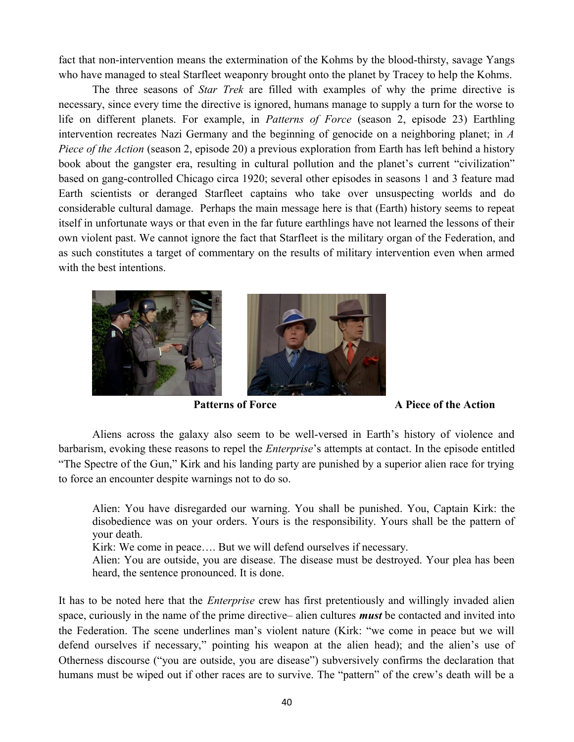fact that non-intervention means the extermination of the Kohms by the blood-thirsty, savage Yangs who have managed to steal Starfleet weaponry brought onto the planet by Tracey to help the Kohms.

The three seasons of *Star Trek* are filled with examples of why the prime directive is necessary, since every time the directive is ignored, humans manage to supply a turn for the worse to life on different planets. For example, in *Patterns of Force* (season 2, episode 23) Earthling intervention recreates Nazi Germany and the beginning of genocide on a neighboring planet; in *A Piece of the Action* (season 2, episode 20) a previous exploration from Earth has left behind a history book about the gangster era, resulting in cultural pollution and the planet's current "civilization" based on gang-controlled Chicago circa 1920; several other episodes in seasons 1 and 3 feature mad Earth scientists or deranged Starfleet captains who take over unsuspecting worlds and do considerable cultural damage. Perhaps the main message here is that (Earth) history seems to repeat itself in unfortunate ways or that even in the far future earthlings have not learned the lessons of their own violent past. We cannot ignore the fact that Starfleet is the military organ of the Federation, and as such constitutes a target of commentary on the results of military intervention even when armed with the best intentions.

**Patterns of Force** **A Piece of the Action**

Aliens across the galaxy also seem to be well-versed in Earth's history of violence and barbarism, evoking these reasons to repel the *Enterprise*'s attempts at contact. In the episode entitled "The Spectre of the Gun," Kirk and his landing party are punished by a superior alien race for trying to force an encounter despite warnings not to do so.

> Alien: You have disregarded our warning. You shall be punished. You, Captain Kirk: the disobedience was on your orders. Yours is the responsibility. Yours shall be the pattern of your death.
> Kirk: We come in peace…. But we will defend ourselves if necessary.
> Alien: You are outside, you are disease. The disease must be destroyed. Your plea has been heard, the sentence pronounced. It is done.

It has to be noted here that the *Enterprise* crew has first pretentiously and willingly invaded alien space, curiously in the name of the prime directive– alien cultures ***must*** be contacted and invited into the Federation. The scene underlines man's violent nature (Kirk: "we come in peace but we will defend ourselves if necessary," pointing his weapon at the alien head); and the alien's use of Otherness discourse ("you are outside, you are disease") subversively confirms the declaration that humans must be wiped out if other races are to survive. The "pattern" of the crew's death will be a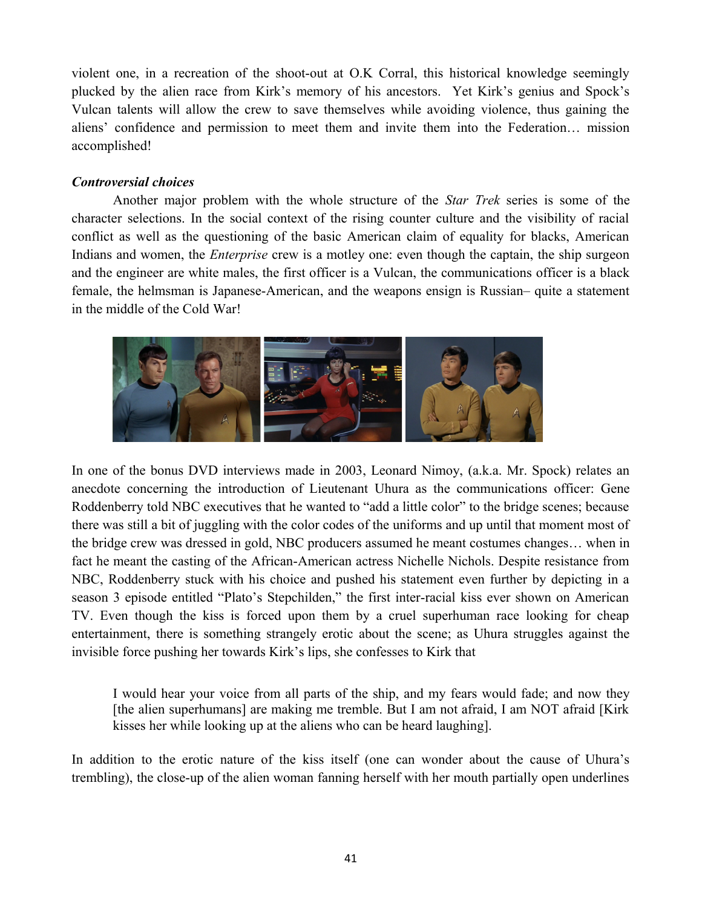violent one, in a recreation of the shoot-out at O.K Corral, this historical knowledge seemingly plucked by the alien race from Kirk's memory of his ancestors. Yet Kirk's genius and Spock's Vulcan talents will allow the crew to save themselves while avoiding violence, thus gaining the aliens' confidence and permission to meet them and invite them into the Federation… mission accomplished!

***Controversial choices***

Another major problem with the whole structure of the *Star Trek* series is some of the character selections. In the social context of the rising counter culture and the visibility of racial conflict as well as the questioning of the basic American claim of equality for blacks, American Indians and women, the *Enterprise* crew is a motley one: even though the captain, the ship surgeon and the engineer are white males, the first officer is a Vulcan, the communications officer is a black female, the helmsman is Japanese-American, and the weapons ensign is Russian– quite a statement in the middle of the Cold War!

In one of the bonus DVD interviews made in 2003, Leonard Nimoy, (a.k.a. Mr. Spock) relates an anecdote concerning the introduction of Lieutenant Uhura as the communications officer: Gene Roddenberry told NBC executives that he wanted to "add a little color" to the bridge scenes; because there was still a bit of juggling with the color codes of the uniforms and up until that moment most of the bridge crew was dressed in gold, NBC producers assumed he meant costumes changes… when in fact he meant the casting of the African-American actress Nichelle Nichols. Despite resistance from NBC, Roddenberry stuck with his choice and pushed his statement even further by depicting in a season 3 episode entitled "Plato's Stepchilden," the first inter-racial kiss ever shown on American TV. Even though the kiss is forced upon them by a cruel superhuman race looking for cheap entertainment, there is something strangely erotic about the scene; as Uhura struggles against the invisible force pushing her towards Kirk's lips, she confesses to Kirk that

> I would hear your voice from all parts of the ship, and my fears would fade; and now they [the alien superhumans] are making me tremble. But I am not afraid, I am NOT afraid [Kirk kisses her while looking up at the aliens who can be heard laughing].

In addition to the erotic nature of the kiss itself (one can wonder about the cause of Uhura's trembling), the close-up of the alien woman fanning herself with her mouth partially open underlines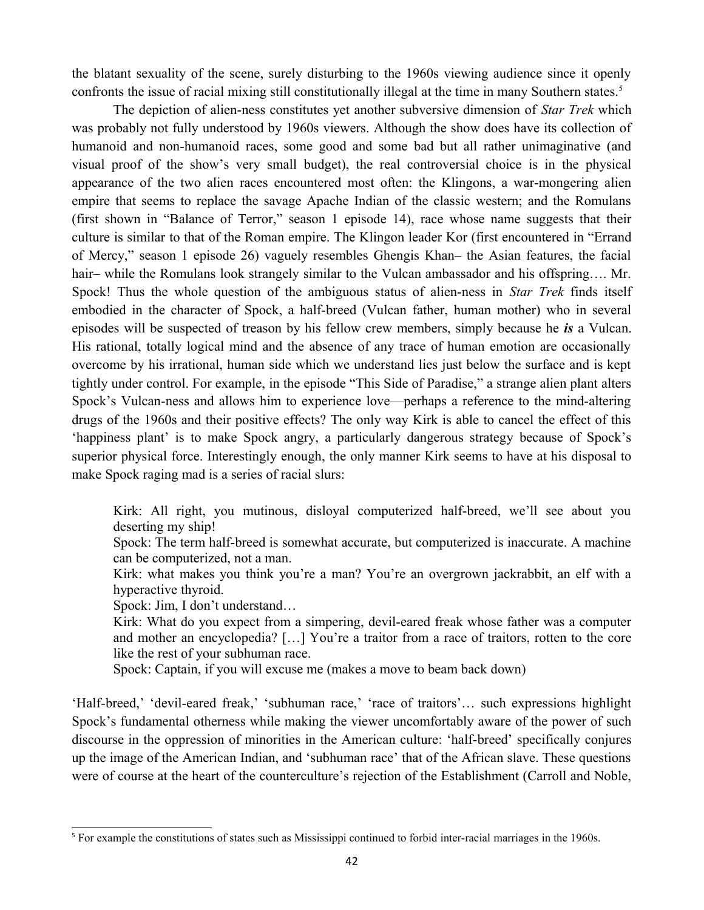the blatant sexuality of the scene, surely disturbing to the 1960s viewing audience since it openly confronts the issue of racial mixing still constitutionally illegal at the time in many Southern states.[5]

The depiction of alien-ness constitutes yet another subversive dimension of *Star Trek* which was probably not fully understood by 1960s viewers. Although the show does have its collection of humanoid and non-humanoid races, some good and some bad but all rather unimaginative (and visual proof of the show's very small budget), the real controversial choice is in the physical appearance of the two alien races encountered most often: the Klingons, a war-mongering alien empire that seems to replace the savage Apache Indian of the classic western; and the Romulans (first shown in "Balance of Terror," season 1 episode 14), race whose name suggests that their culture is similar to that of the Roman empire. The Klingon leader Kor (first encountered in "Errand of Mercy," season 1 episode 26) vaguely resembles Ghengis Khan– the Asian features, the facial hair– while the Romulans look strangely similar to the Vulcan ambassador and his offspring…. Mr. Spock! Thus the whole question of the ambiguous status of alien-ness in *Star Trek* finds itself embodied in the character of Spock, a half-breed (Vulcan father, human mother) who in several episodes will be suspected of treason by his fellow crew members, simply because he ***is*** a Vulcan. His rational, totally logical mind and the absence of any trace of human emotion are occasionally overcome by his irrational, human side which we understand lies just below the surface and is kept tightly under control. For example, in the episode "This Side of Paradise," a strange alien plant alters Spock's Vulcan-ness and allows him to experience love—perhaps a reference to the mind-altering drugs of the 1960s and their positive effects? The only way Kirk is able to cancel the effect of this 'happiness plant' is to make Spock angry, a particularly dangerous strategy because of Spock's superior physical force. Interestingly enough, the only manner Kirk seems to have at his disposal to make Spock raging mad is a series of racial slurs:

> Kirk: All right, you mutinous, disloyal computerized half-breed, we'll see about you deserting my ship!
> Spock: The term half-breed is somewhat accurate, but computerized is inaccurate. A machine can be computerized, not a man.
> Kirk: what makes you think you're a man? You're an overgrown jackrabbit, an elf with a hyperactive thyroid.
> Spock: Jim, I don't understand…
> Kirk: What do you expect from a simpering, devil-eared freak whose father was a computer and mother an encyclopedia? […] You're a traitor from a race of traitors, rotten to the core like the rest of your subhuman race.
> Spock: Captain, if you will excuse me (makes a move to beam back down)

'Half-breed,' 'devil-eared freak,' 'subhuman race,' 'race of traitors'… such expressions highlight Spock's fundamental otherness while making the viewer uncomfortably aware of the power of such discourse in the oppression of minorities in the American culture: 'half-breed' specifically conjures up the image of the American Indian, and 'subhuman race' that of the African slave. These questions were of course at the heart of the counterculture's rejection of the Establishment (Carroll and Noble,

[5] For example the constitutions of states such as Mississippi continued to forbid inter-racial marriages in the 1960s.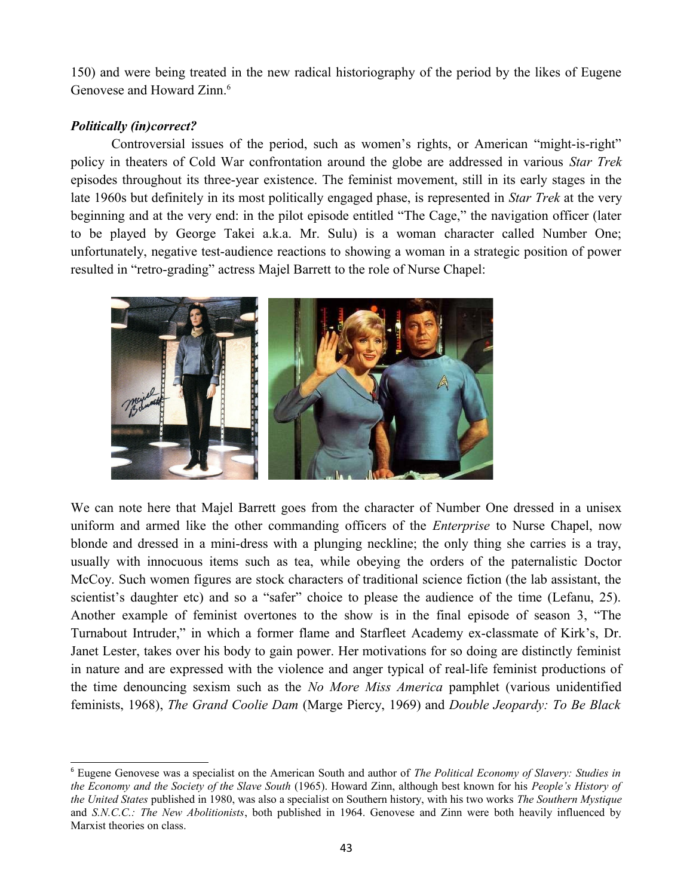150) and were being treated in the new radical historiography of the period by the likes of Eugene Genovese and Howard Zinn.[6]

***Politically (in)correct?***

Controversial issues of the period, such as women's rights, or American "might-is-right" policy in theaters of Cold War confrontation around the globe are addressed in various *Star Trek* episodes throughout its three-year existence. The feminist movement, still in its early stages in the late 1960s but definitely in its most politically engaged phase, is represented in *Star Trek* at the very beginning and at the very end: in the pilot episode entitled "The Cage," the navigation officer (later to be played by George Takei a.k.a. Mr. Sulu) is a woman character called Number One; unfortunately, negative test-audience reactions to showing a woman in a strategic position of power resulted in "retro-grading" actress Majel Barrett to the role of Nurse Chapel:

We can note here that Majel Barrett goes from the character of Number One dressed in a unisex uniform and armed like the other commanding officers of the *Enterprise* to Nurse Chapel, now blonde and dressed in a mini-dress with a plunging neckline; the only thing she carries is a tray, usually with innocuous items such as tea, while obeying the orders of the paternalistic Doctor McCoy. Such women figures are stock characters of traditional science fiction (the lab assistant, the scientist's daughter etc) and so a "safer" choice to please the audience of the time (Lefanu, 25). Another example of feminist overtones to the show is in the final episode of season 3, "The Turnabout Intruder," in which a former flame and Starfleet Academy ex-classmate of Kirk's, Dr. Janet Lester, takes over his body to gain power. Her motivations for so doing are distinctly feminist in nature and are expressed with the violence and anger typical of real-life feminist productions of the time denouncing sexism such as the *No More Miss America* pamphlet (various unidentified feminists, 1968), *The Grand Coolie Dam* (Marge Piercy, 1969) and *Double Jeopardy: To Be Black*

---

[6] Eugene Genovese was a specialist on the American South and author of *The Political Economy of Slavery: Studies in the Economy and the Society of the Slave South* (1965). Howard Zinn, although best known for his *People's History of the United States* published in 1980, was also a specialist on Southern history, with his two works *The Southern Mystique* and *S.N.C.C.: The New Abolitionists*, both published in 1964. Genovese and Zinn were both heavily influenced by Marxist theories on class.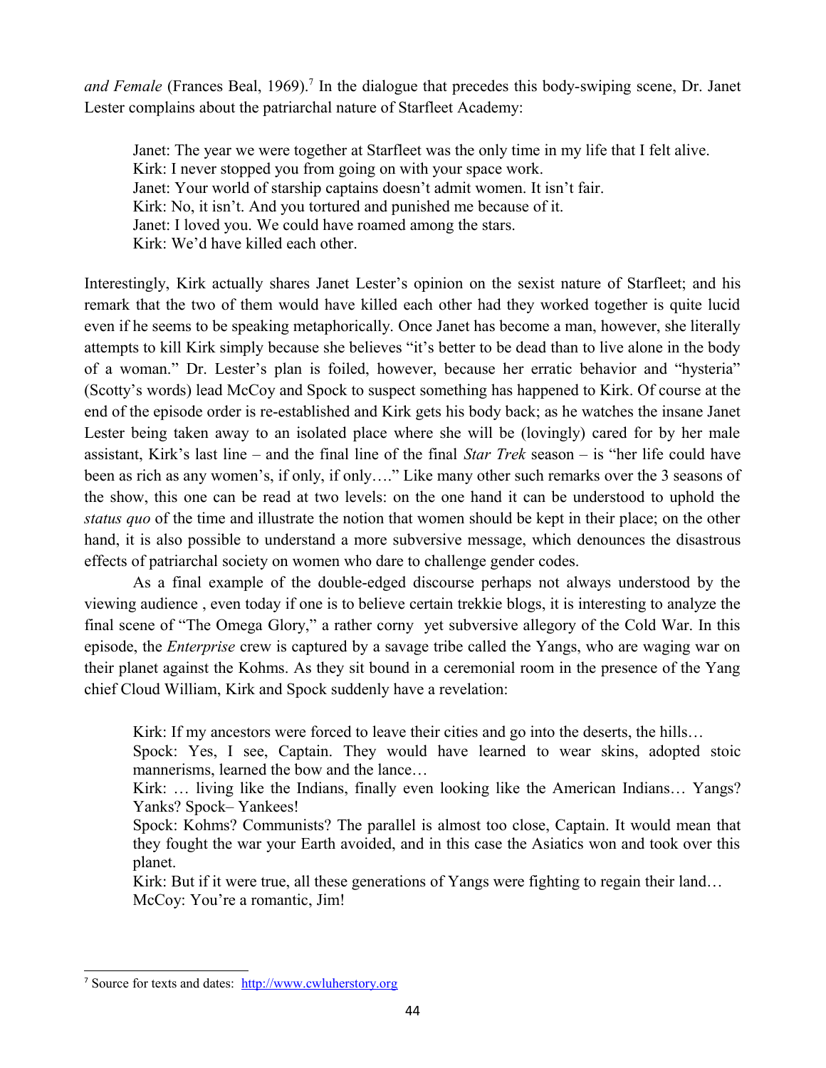*and Female* (Frances Beal, 1969).[7] In the dialogue that precedes this body-swiping scene, Dr. Janet Lester complains about the patriarchal nature of Starfleet Academy:

> Janet: The year we were together at Starfleet was the only time in my life that I felt alive.
> Kirk: I never stopped you from going on with your space work.
> Janet: Your world of starship captains doesn't admit women. It isn't fair.
> Kirk: No, it isn't. And you tortured and punished me because of it.
> Janet: I loved you. We could have roamed among the stars.
> Kirk: We'd have killed each other.

Interestingly, Kirk actually shares Janet Lester's opinion on the sexist nature of Starfleet; and his remark that the two of them would have killed each other had they worked together is quite lucid even if he seems to be speaking metaphorically. Once Janet has become a man, however, she literally attempts to kill Kirk simply because she believes "it's better to be dead than to live alone in the body of a woman." Dr. Lester's plan is foiled, however, because her erratic behavior and "hysteria" (Scotty's words) lead McCoy and Spock to suspect something has happened to Kirk. Of course at the end of the episode order is re-established and Kirk gets his body back; as he watches the insane Janet Lester being taken away to an isolated place where she will be (lovingly) cared for by her male assistant, Kirk's last line – and the final line of the final *Star Trek* season – is "her life could have been as rich as any women's, if only, if only…." Like many other such remarks over the 3 seasons of the show, this one can be read at two levels: on the one hand it can be understood to uphold the *status quo* of the time and illustrate the notion that women should be kept in their place; on the other hand, it is also possible to understand a more subversive message, which denounces the disastrous effects of patriarchal society on women who dare to challenge gender codes.

As a final example of the double-edged discourse perhaps not always understood by the viewing audience , even today if one is to believe certain trekkie blogs, it is interesting to analyze the final scene of "The Omega Glory," a rather corny yet subversive allegory of the Cold War. In this episode, the *Enterprise* crew is captured by a savage tribe called the Yangs, who are waging war on their planet against the Kohms. As they sit bound in a ceremonial room in the presence of the Yang chief Cloud William, Kirk and Spock suddenly have a revelation:

> Kirk: If my ancestors were forced to leave their cities and go into the deserts, the hills…
> Spock: Yes, I see, Captain. They would have learned to wear skins, adopted stoic mannerisms, learned the bow and the lance…
> Kirk: … living like the Indians, finally even looking like the American Indians… Yangs? Yanks? Spock– Yankees!
> Spock: Kohms? Communists? The parallel is almost too close, Captain. It would mean that they fought the war your Earth avoided, and in this case the Asiatics won and took over this planet.
> Kirk: But if it were true, all these generations of Yangs were fighting to regain their land…
> McCoy: You're a romantic, Jim!

---

[7] Source for texts and dates: http://www.cwluherstory.org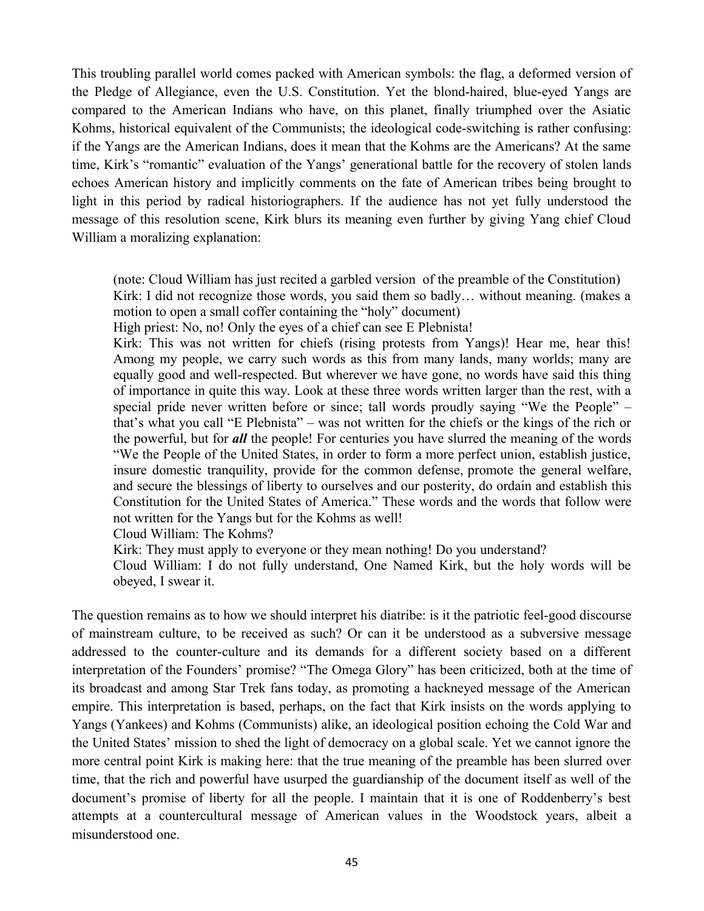This troubling parallel world comes packed with American symbols: the flag, a deformed version of the Pledge of Allegiance, even the U.S. Constitution. Yet the blond-haired, blue-eyed Yangs are compared to the American Indians who have, on this planet, finally triumphed over the Asiatic Kohms, historical equivalent of the Communists; the ideological code-switching is rather confusing: if the Yangs are the American Indians, does it mean that the Kohms are the Americans? At the same time, Kirk's "romantic" evaluation of the Yangs' generational battle for the recovery of stolen lands echoes American history and implicitly comments on the fate of American tribes being brought to light in this period by radical historiographers. If the audience has not yet fully understood the message of this resolution scene, Kirk blurs its meaning even further by giving Yang chief Cloud William a moralizing explanation:

> (note: Cloud William has just recited a garbled version of the preamble of the Constitution)
> Kirk: I did not recognize those words, you said them so badly… without meaning. (makes a motion to open a small coffer containing the "holy" document)
> High priest: No, no! Only the eyes of a chief can see E Plebnista!
> Kirk: This was not written for chiefs (rising protests from Yangs)! Hear me, hear this! Among my people, we carry such words as this from many lands, many worlds; many are equally good and well-respected. But wherever we have gone, no words have said this thing of importance in quite this way. Look at these three words written larger than the rest, with a special pride never written before or since; tall words proudly saying "We the People" – that's what you call "E Plebnista" – was not written for the chiefs or the kings of the rich or the powerful, but for ***all*** the people! For centuries you have slurred the meaning of the words "We the People of the United States, in order to form a more perfect union, establish justice, insure domestic tranquility, provide for the common defense, promote the general welfare, and secure the blessings of liberty to ourselves and our posterity, do ordain and establish this Constitution for the United States of America." These words and the words that follow were not written for the Yangs but for the Kohms as well!
> Cloud William: The Kohms?
> Kirk: They must apply to everyone or they mean nothing! Do you understand?
> Cloud William: I do not fully understand, One Named Kirk, but the holy words will be obeyed, I swear it.

The question remains as to how we should interpret his diatribe: is it the patriotic feel-good discourse of mainstream culture, to be received as such? Or can it be understood as a subversive message addressed to the counter-culture and its demands for a different society based on a different interpretation of the Founders' promise? "The Omega Glory" has been criticized, both at the time of its broadcast and among Star Trek fans today, as promoting a hackneyed message of the American empire. This interpretation is based, perhaps, on the fact that Kirk insists on the words applying to Yangs (Yankees) and Kohms (Communists) alike, an ideological position echoing the Cold War and the United States' mission to shed the light of democracy on a global scale. Yet we cannot ignore the more central point Kirk is making here: that the true meaning of the preamble has been slurred over time, that the rich and powerful have usurped the guardianship of the document itself as well of the document's promise of liberty for all the people. I maintain that it is one of Roddenberry's best attempts at a countercultural message of American values in the Woodstock years, albeit a misunderstood one.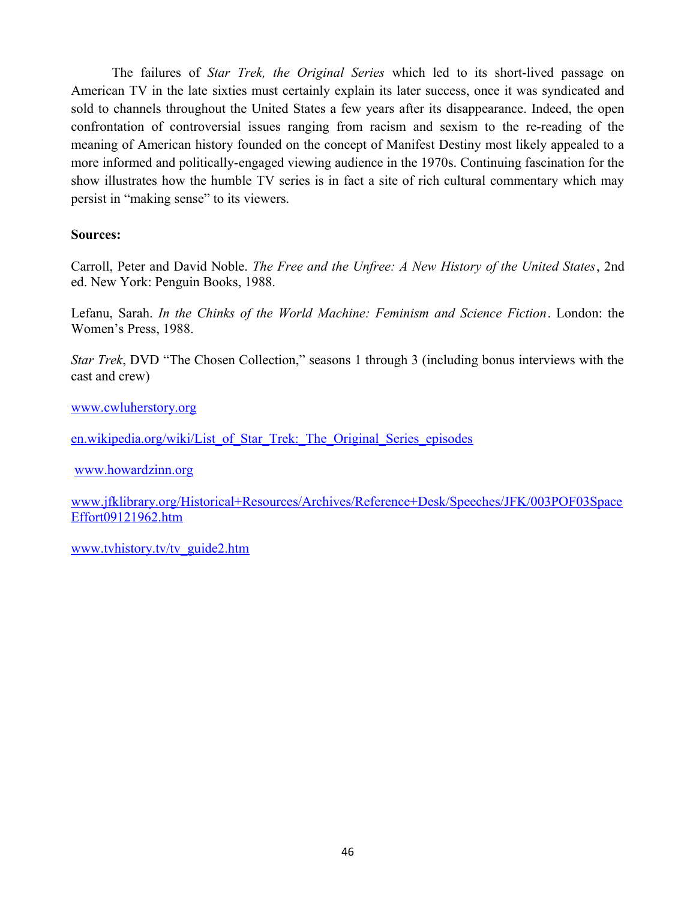The failures of *Star Trek, the Original Series* which led to its short-lived passage on American TV in the late sixties must certainly explain its later success, once it was syndicated and sold to channels throughout the United States a few years after its disappearance. Indeed, the open confrontation of controversial issues ranging from racism and sexism to the re-reading of the meaning of American history founded on the concept of Manifest Destiny most likely appealed to a more informed and politically-engaged viewing audience in the 1970s. Continuing fascination for the show illustrates how the humble TV series is in fact a site of rich cultural commentary which may persist in "making sense" to its viewers.

**Sources:**

Carroll, Peter and David Noble. *The Free and the Unfree: A New History of the United States*, 2nd ed. New York: Penguin Books, 1988.

Lefanu, Sarah. *In the Chinks of the World Machine: Feminism and Science Fiction*. London: the Women's Press, 1988.

*Star Trek*, DVD "The Chosen Collection," seasons 1 through 3 (including bonus interviews with the cast and crew)

www.cwluherstory.org

en.wikipedia.org/wiki/List_of_Star_Trek:_The_Original_Series_episodes

www.howardzinn.org

www.jfklibrary.org/Historical+Resources/Archives/Reference+Desk/Speeches/JFK/003POF03SpaceEffort09121962.htm

www.tvhistory.tv/tv_guide2.htm